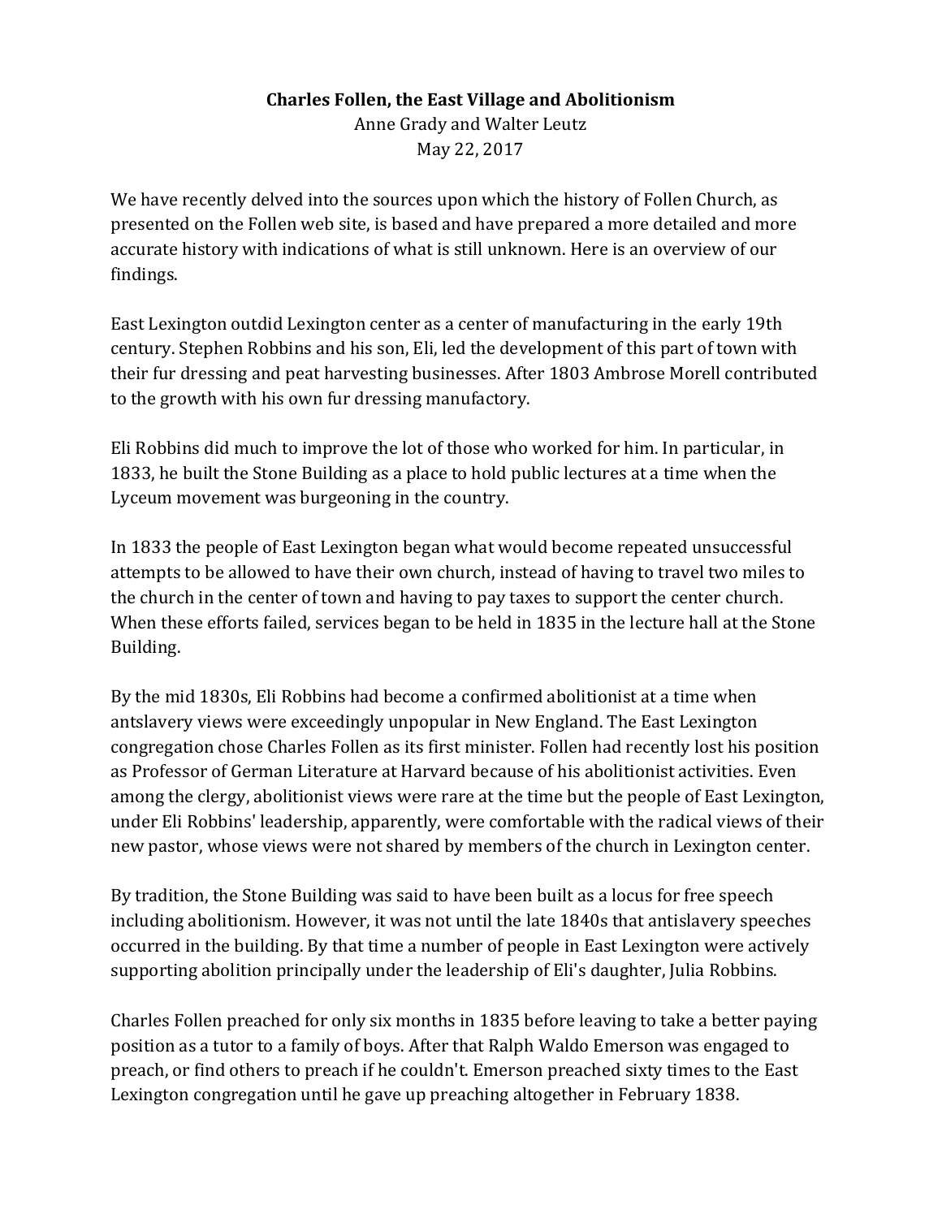# Charles Follen, the East Village and Abolitionism

Anne Grady and Walter Leutz

May 22, 2017

We have recently delved into the sources upon which the history of Follen Church, as presented on the Follen web site, is based and have prepared a more detailed and more accurate history with indications of what is still unknown. Here is an overview of our findings.

East Lexington outdid Lexington center as a center of manufacturing in the early 19th century. Stephen Robbins and his son, Eli, led the development of this part of town with their fur dressing and peat harvesting businesses. After 1803 Ambrose Morell contributed to the growth with his own fur dressing manufactory.

Eli Robbins did much to improve the lot of those who worked for him. In particular, in 1833, he built the Stone Building as a place to hold public lectures at a time when the Lyceum movement was burgeoning in the country.

In 1833 the people of East Lexington began what would become repeated unsuccessful attempts to be allowed to have their own church, instead of having to travel two miles to the church in the center of town and having to pay taxes to support the center church. When these efforts failed, services began to be held in 1835 in the lecture hall at the Stone Building.

By the mid 1830s, Eli Robbins had become a confirmed abolitionist at a time when antslavery views were exceedingly unpopular in New England. The East Lexington congregation chose Charles Follen as its first minister. Follen had recently lost his position as Professor of German Literature at Harvard because of his abolitionist activities. Even among the clergy, abolitionist views were rare at the time but the people of East Lexington, under Eli Robbins' leadership, apparently, were comfortable with the radical views of their new pastor, whose views were not shared by members of the church in Lexington center.

By tradition, the Stone Building was said to have been built as a locus for free speech including abolitionism. However, it was not until the late 1840s that antislavery speeches occurred in the building. By that time a number of people in East Lexington were actively supporting abolition principally under the leadership of Eli's daughter, Julia Robbins.

Charles Follen preached for only six months in 1835 before leaving to take a better paying position as a tutor to a family of boys. After that Ralph Waldo Emerson was engaged to preach, or find others to preach if he couldn't. Emerson preached sixty times to the East Lexington congregation until he gave up preaching altogether in February 1838.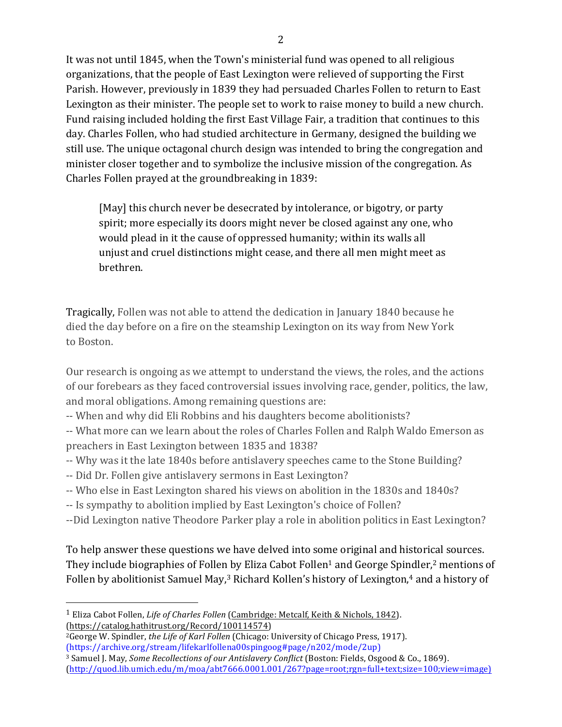It was not until 1845, when the Town's ministerial fund was opened to all religious organizations, that the people of East Lexington were relieved of supporting the First Parish. However, previously in 1839 they had persuaded Charles Follen to return to East Lexington as their minister. The people set to work to raise money to build a new church. Fund raising included holding the first East Village Fair, a tradition that continues to this day. Charles Follen, who had studied architecture in Germany, designed the building we still use. The unique octagonal church design was intended to bring the congregation and minister closer together and to symbolize the inclusive mission of the congregation. As Charles Follen prayed at the groundbreaking in 1839:

> [May] this church never be desecrated by intolerance, or bigotry, or party spirit; more especially its doors might never be closed against any one, who would plead in it the cause of oppressed humanity; within its walls all unjust and cruel distinctions might cease, and there all men might meet as brethren.

Tragically, Follen was not able to attend the dedication in January 1840 because he died the day before on a fire on the steamship Lexington on its way from New York to Boston.

Our research is ongoing as we attempt to understand the views, the roles, and the actions of our forebears as they faced controversial issues involving race, gender, politics, the law, and moral obligations. Among remaining questions are:

-- When and why did Eli Robbins and his daughters become abolitionists?
-- What more can we learn about the roles of Charles Follen and Ralph Waldo Emerson as preachers in East Lexington between 1835 and 1838?
-- Why was it the late 1840s before antislavery speeches came to the Stone Building?
-- Did Dr. Follen give antislavery sermons in East Lexington?
-- Who else in East Lexington shared his views on abolition in the 1830s and 1840s?
-- Is sympathy to abolition implied by East Lexington's choice of Follen?
--Did Lexington native Theodore Parker play a role in abolition politics in East Lexington?

To help answer these questions we have delved into some original and historical sources. They include biographies of Follen by Eliza Cabot Follen[1] and George Spindler,[2] mentions of Follen by abolitionist Samuel May,[3] Richard Kollen's history of Lexington,[4] and a history of

---

[1] Eliza Cabot Follen, *Life of Charles Follen* (Cambridge: Metcalf, Keith & Nichols, 1842). (https://catalog.hathitrust.org/Record/100114574)

[2] George W. Spindler, *the Life of Karl Follen* (Chicago: University of Chicago Press, 1917). (https://archive.org/stream/lifekarlfollena00spingoog#page/n202/mode/2up)

[3] Samuel J. May, *Some Recollections of our Antislavery Conflict* (Boston: Fields, Osgood & Co., 1869). (http://quod.lib.umich.edu/m/moa/abt7666.0001.001/267?page=root;rgn=full+text;size=100;view=image)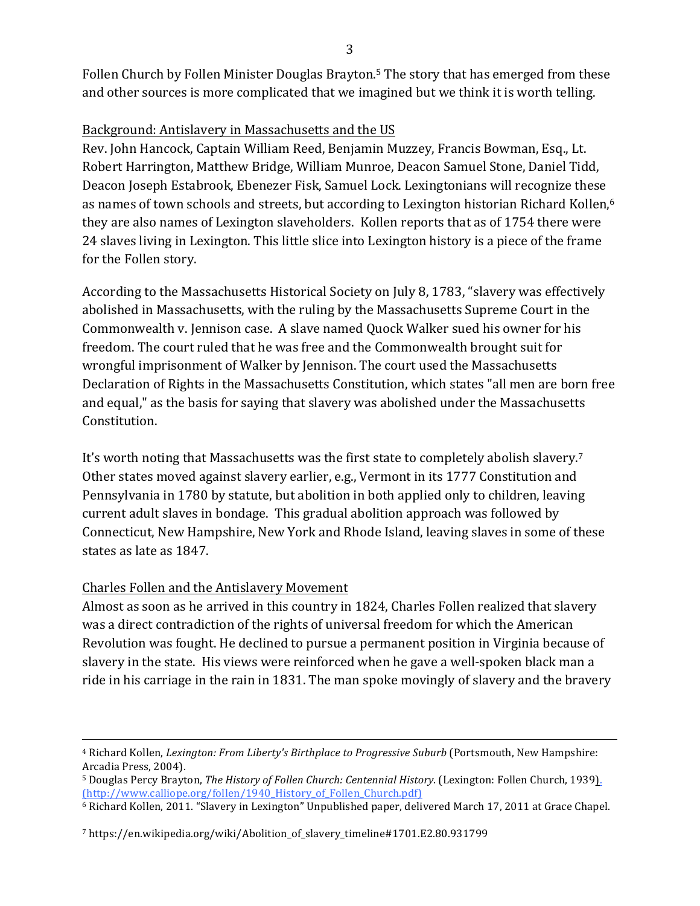Follen Church by Follen Minister Douglas Brayton.[5] The story that has emerged from these and other sources is more complicated that we imagined but we think it is worth telling.

## Background: Antislavery in Massachusetts and the US

Rev. John Hancock, Captain William Reed, Benjamin Muzzey, Francis Bowman, Esq., Lt. Robert Harrington, Matthew Bridge, William Munroe, Deacon Samuel Stone, Daniel Tidd, Deacon Joseph Estabrook, Ebenezer Fisk, Samuel Lock. Lexingtonians will recognize these as names of town schools and streets, but according to Lexington historian Richard Kollen,[6] they are also names of Lexington slaveholders. Kollen reports that as of 1754 there were 24 slaves living in Lexington. This little slice into Lexington history is a piece of the frame for the Follen story.

According to the Massachusetts Historical Society on July 8, 1783, "slavery was effectively abolished in Massachusetts, with the ruling by the Massachusetts Supreme Court in the Commonwealth v. Jennison case. A slave named Quock Walker sued his owner for his freedom. The court ruled that he was free and the Commonwealth brought suit for wrongful imprisonment of Walker by Jennison. The court used the Massachusetts Declaration of Rights in the Massachusetts Constitution, which states "all men are born free and equal," as the basis for saying that slavery was abolished under the Massachusetts Constitution.

It's worth noting that Massachusetts was the first state to completely abolish slavery.[7] Other states moved against slavery earlier, e.g., Vermont in its 1777 Constitution and Pennsylvania in 1780 by statute, but abolition in both applied only to children, leaving current adult slaves in bondage. This gradual abolition approach was followed by Connecticut, New Hampshire, New York and Rhode Island, leaving slaves in some of these states as late as 1847.

## Charles Follen and the Antislavery Movement

Almost as soon as he arrived in this country in 1824, Charles Follen realized that slavery was a direct contradiction of the rights of universal freedom for which the American Revolution was fought. He declined to pursue a permanent position in Virginia because of slavery in the state. His views were reinforced when he gave a well-spoken black man a ride in his carriage in the rain in 1831. The man spoke movingly of slavery and the bravery

---

[4] Richard Kollen, *Lexington: From Liberty's Birthplace to Progressive Suburb* (Portsmouth, New Hampshire: Arcadia Press, 2004).

[5] Douglas Percy Brayton, *The History of Follen Church: Centennial History*. (Lexington: Follen Church, 1939). (http://www.calliope.org/follen/1940_History_of_Follen_Church.pdf)

[6] Richard Kollen, 2011. "Slavery in Lexington" Unpublished paper, delivered March 17, 2011 at Grace Chapel.

[7] https://en.wikipedia.org/wiki/Abolition_of_slavery_timeline#1701.E2.80.931799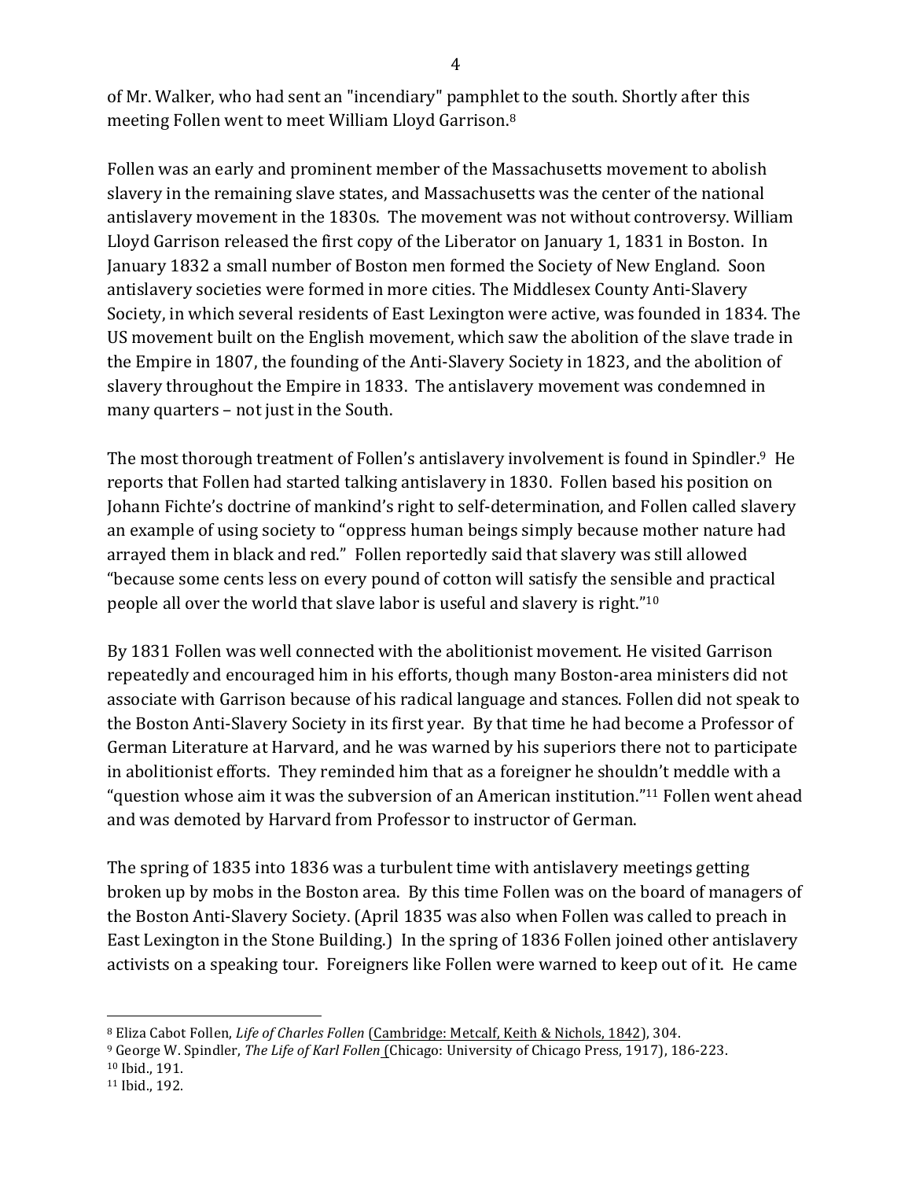of Mr. Walker, who had sent an "incendiary" pamphlet to the south. Shortly after this meeting Follen went to meet William Lloyd Garrison.[8]

Follen was an early and prominent member of the Massachusetts movement to abolish slavery in the remaining slave states, and Massachusetts was the center of the national antislavery movement in the 1830s. The movement was not without controversy. William Lloyd Garrison released the first copy of the Liberator on January 1, 1831 in Boston. In January 1832 a small number of Boston men formed the Society of New England. Soon antislavery societies were formed in more cities. The Middlesex County Anti-Slavery Society, in which several residents of East Lexington were active, was founded in 1834. The US movement built on the English movement, which saw the abolition of the slave trade in the Empire in 1807, the founding of the Anti-Slavery Society in 1823, and the abolition of slavery throughout the Empire in 1833. The antislavery movement was condemned in many quarters – not just in the South.

The most thorough treatment of Follen's antislavery involvement is found in Spindler.[9] He reports that Follen had started talking antislavery in 1830. Follen based his position on Johann Fichte's doctrine of mankind's right to self-determination, and Follen called slavery an example of using society to "oppress human beings simply because mother nature had arrayed them in black and red." Follen reportedly said that slavery was still allowed "because some cents less on every pound of cotton will satisfy the sensible and practical people all over the world that slave labor is useful and slavery is right."[10]

By 1831 Follen was well connected with the abolitionist movement. He visited Garrison repeatedly and encouraged him in his efforts, though many Boston-area ministers did not associate with Garrison because of his radical language and stances. Follen did not speak to the Boston Anti-Slavery Society in its first year. By that time he had become a Professor of German Literature at Harvard, and he was warned by his superiors there not to participate in abolitionist efforts. They reminded him that as a foreigner he shouldn't meddle with a "question whose aim it was the subversion of an American institution."[11] Follen went ahead and was demoted by Harvard from Professor to instructor of German.

The spring of 1835 into 1836 was a turbulent time with antislavery meetings getting broken up by mobs in the Boston area. By this time Follen was on the board of managers of the Boston Anti-Slavery Society. (April 1835 was also when Follen was called to preach in East Lexington in the Stone Building.) In the spring of 1836 Follen joined other antislavery activists on a speaking tour. Foreigners like Follen were warned to keep out of it. He came

---

[8] Eliza Cabot Follen, *Life of Charles Follen* (Cambridge: Metcalf, Keith & Nichols, 1842), 304.

[9] George W. Spindler, *The Life of Karl Follen* (Chicago: University of Chicago Press, 1917), 186-223.

[10] Ibid., 191.

[11] Ibid., 192.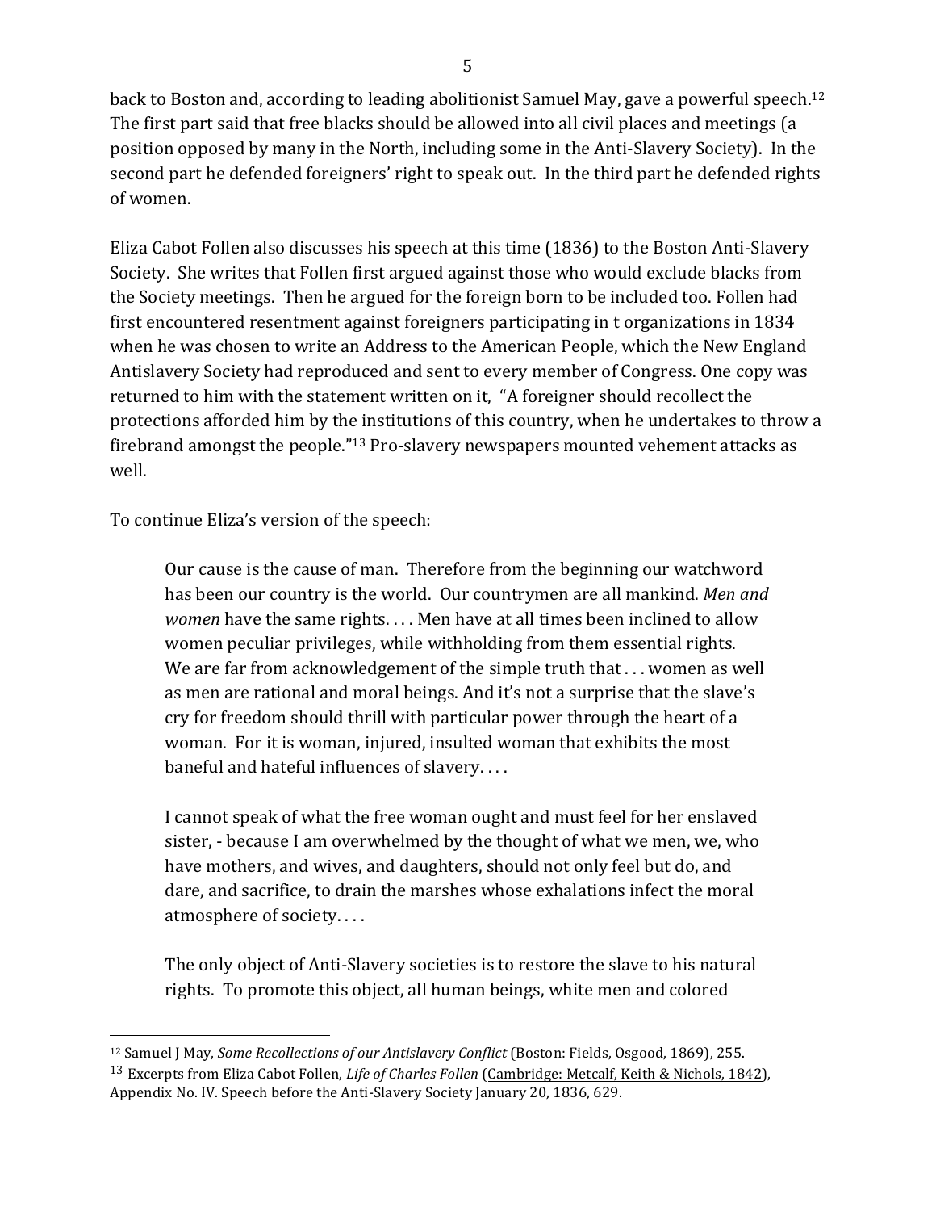back to Boston and, according to leading abolitionist Samuel May, gave a powerful speech.[12] The first part said that free blacks should be allowed into all civil places and meetings (a position opposed by many in the North, including some in the Anti-Slavery Society). In the second part he defended foreigners' right to speak out. In the third part he defended rights of women.

Eliza Cabot Follen also discusses his speech at this time (1836) to the Boston Anti-Slavery Society. She writes that Follen first argued against those who would exclude blacks from the Society meetings. Then he argued for the foreign born to be included too. Follen had first encountered resentment against foreigners participating in t organizations in 1834 when he was chosen to write an Address to the American People, which the New England Antislavery Society had reproduced and sent to every member of Congress. One copy was returned to him with the statement written on it, "A foreigner should recollect the protections afforded him by the institutions of this country, when he undertakes to throw a firebrand amongst the people."[13] Pro-slavery newspapers mounted vehement attacks as well.

To continue Eliza's version of the speech:

> Our cause is the cause of man. Therefore from the beginning our watchword has been our country is the world. Our countrymen are all mankind. *Men and women* have the same rights. . . . Men have at all times been inclined to allow women peculiar privileges, while withholding from them essential rights. We are far from acknowledgement of the simple truth that . . . women as well as men are rational and moral beings. And it's not a surprise that the slave's cry for freedom should thrill with particular power through the heart of a woman. For it is woman, injured, insulted woman that exhibits the most baneful and hateful influences of slavery. . . .
>
> I cannot speak of what the free woman ought and must feel for her enslaved sister, - because I am overwhelmed by the thought of what we men, we, who have mothers, and wives, and daughters, should not only feel but do, and dare, and sacrifice, to drain the marshes whose exhalations infect the moral atmosphere of society. . . .
>
> The only object of Anti-Slavery societies is to restore the slave to his natural rights. To promote this object, all human beings, white men and colored

---

[12] Samuel J May, *Some Recollections of our Antislavery Conflict* (Boston: Fields, Osgood, 1869), 255.

[13] Excerpts from Eliza Cabot Follen, *Life of Charles Follen* (Cambridge: Metcalf, Keith & Nichols, 1842), Appendix No. IV. Speech before the Anti-Slavery Society January 20, 1836, 629.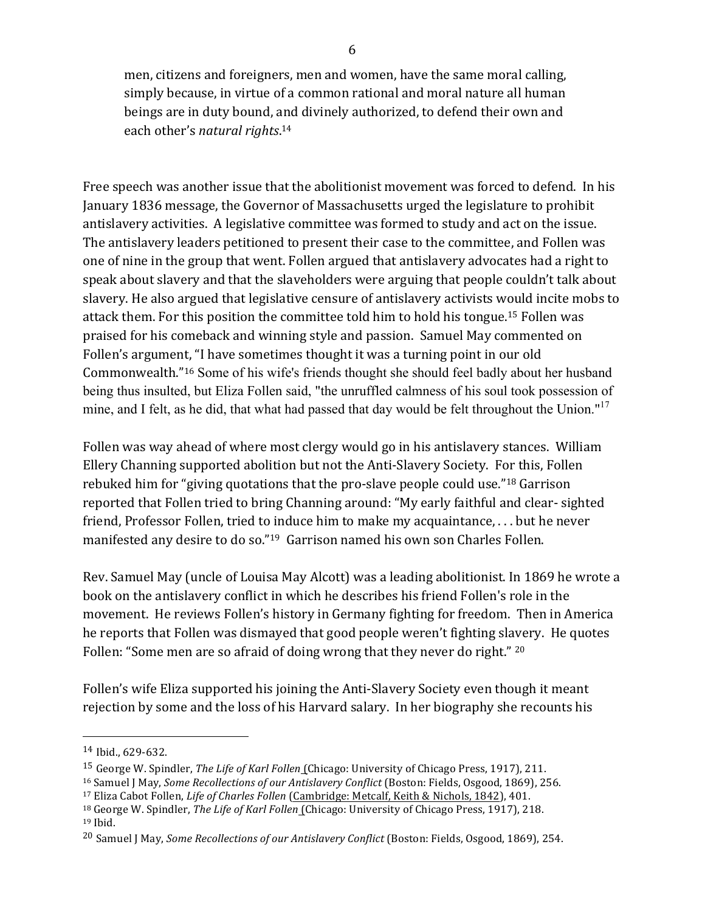> men, citizens and foreigners, men and women, have the same moral calling, simply because, in virtue of a common rational and moral nature all human beings are in duty bound, and divinely authorized, to defend their own and each other's *natural rights*.[14]

Free speech was another issue that the abolitionist movement was forced to defend. In his January 1836 message, the Governor of Massachusetts urged the legislature to prohibit antislavery activities. A legislative committee was formed to study and act on the issue. The antislavery leaders petitioned to present their case to the committee, and Follen was one of nine in the group that went. Follen argued that antislavery advocates had a right to speak about slavery and that the slaveholders were arguing that people couldn't talk about slavery. He also argued that legislative censure of antislavery activists would incite mobs to attack them. For this position the committee told him to hold his tongue.[15] Follen was praised for his comeback and winning style and passion. Samuel May commented on Follen's argument, "I have sometimes thought it was a turning point in our old Commonwealth."[16] Some of his wife's friends thought she should feel badly about her husband being thus insulted, but Eliza Follen said, "the unruffled calmness of his soul took possession of mine, and I felt, as he did, that what had passed that day would be felt throughout the Union."[17]

Follen was way ahead of where most clergy would go in his antislavery stances. William Ellery Channing supported abolition but not the Anti-Slavery Society. For this, Follen rebuked him for "giving quotations that the pro-slave people could use."[18] Garrison reported that Follen tried to bring Channing around: "My early faithful and clear- sighted friend, Professor Follen, tried to induce him to make my acquaintance, . . . but he never manifested any desire to do so."[19] Garrison named his own son Charles Follen.

Rev. Samuel May (uncle of Louisa May Alcott) was a leading abolitionist. In 1869 he wrote a book on the antislavery conflict in which he describes his friend Follen's role in the movement. He reviews Follen's history in Germany fighting for freedom. Then in America he reports that Follen was dismayed that good people weren't fighting slavery. He quotes Follen: "Some men are so afraid of doing wrong that they never do right." [20]

Follen's wife Eliza supported his joining the Anti-Slavery Society even though it meant rejection by some and the loss of his Harvard salary. In her biography she recounts his

---

[14] Ibid., 629-632.

[15] George W. Spindler, *The Life of Karl Follen* (Chicago: University of Chicago Press, 1917), 211.

[16] Samuel J May, *Some Recollections of our Antislavery Conflict* (Boston: Fields, Osgood, 1869), 256.

[17] Eliza Cabot Follen, *Life of Charles Follen* (Cambridge: Metcalf, Keith & Nichols, 1842), 401.

[18] George W. Spindler, *The Life of Karl Follen* (Chicago: University of Chicago Press, 1917), 218.

[19] Ibid.

[20] Samuel J May, *Some Recollections of our Antislavery Conflict* (Boston: Fields, Osgood, 1869), 254.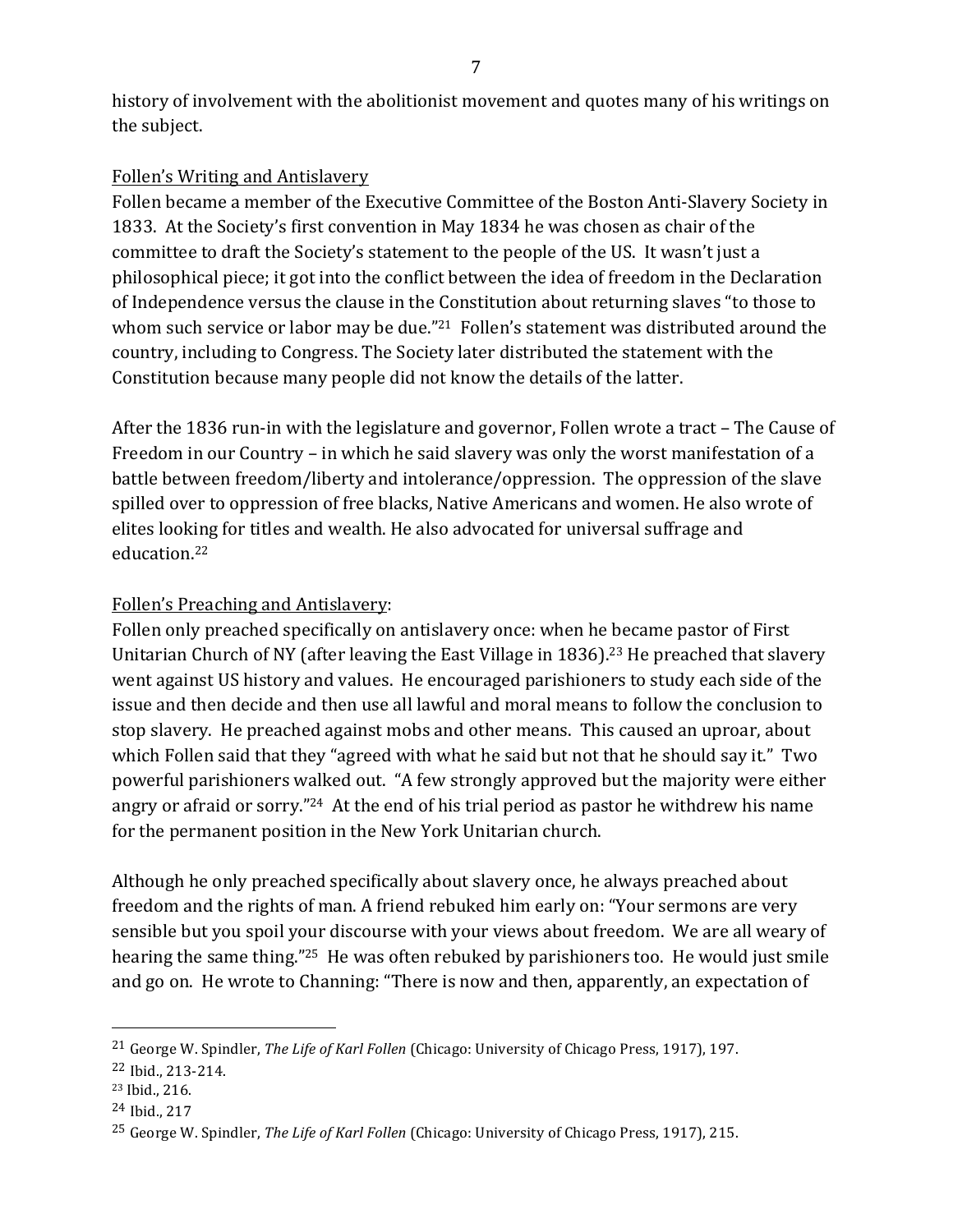history of involvement with the abolitionist movement and quotes many of his writings on the subject.

<u>Follen's Writing and Antislavery</u>

Follen became a member of the Executive Committee of the Boston Anti-Slavery Society in 1833. At the Society's first convention in May 1834 he was chosen as chair of the committee to draft the Society's statement to the people of the US. It wasn't just a philosophical piece; it got into the conflict between the idea of freedom in the Declaration of Independence versus the clause in the Constitution about returning slaves "to those to whom such service or labor may be due."[21] Follen's statement was distributed around the country, including to Congress. The Society later distributed the statement with the Constitution because many people did not know the details of the latter.

After the 1836 run-in with the legislature and governor, Follen wrote a tract – The Cause of Freedom in our Country – in which he said slavery was only the worst manifestation of a battle between freedom/liberty and intolerance/oppression. The oppression of the slave spilled over to oppression of free blacks, Native Americans and women. He also wrote of elites looking for titles and wealth. He also advocated for universal suffrage and education.[22]

<u>Follen's Preaching and Antislavery</u>:

Follen only preached specifically on antislavery once: when he became pastor of First Unitarian Church of NY (after leaving the East Village in 1836).[23] He preached that slavery went against US history and values. He encouraged parishioners to study each side of the issue and then decide and then use all lawful and moral means to follow the conclusion to stop slavery. He preached against mobs and other means. This caused an uproar, about which Follen said that they "agreed with what he said but not that he should say it." Two powerful parishioners walked out. "A few strongly approved but the majority were either angry or afraid or sorry."[24] At the end of his trial period as pastor he withdrew his name for the permanent position in the New York Unitarian church.

Although he only preached specifically about slavery once, he always preached about freedom and the rights of man. A friend rebuked him early on: "Your sermons are very sensible but you spoil your discourse with your views about freedom. We are all weary of hearing the same thing."[25] He was often rebuked by parishioners too. He would just smile and go on. He wrote to Channing: "There is now and then, apparently, an expectation of

---

[21] George W. Spindler, *The Life of Karl Follen* (Chicago: University of Chicago Press, 1917), 197.

[22] Ibid., 213-214.

[23] Ibid., 216.

[24] Ibid., 217

[25] George W. Spindler, *The Life of Karl Follen* (Chicago: University of Chicago Press, 1917), 215.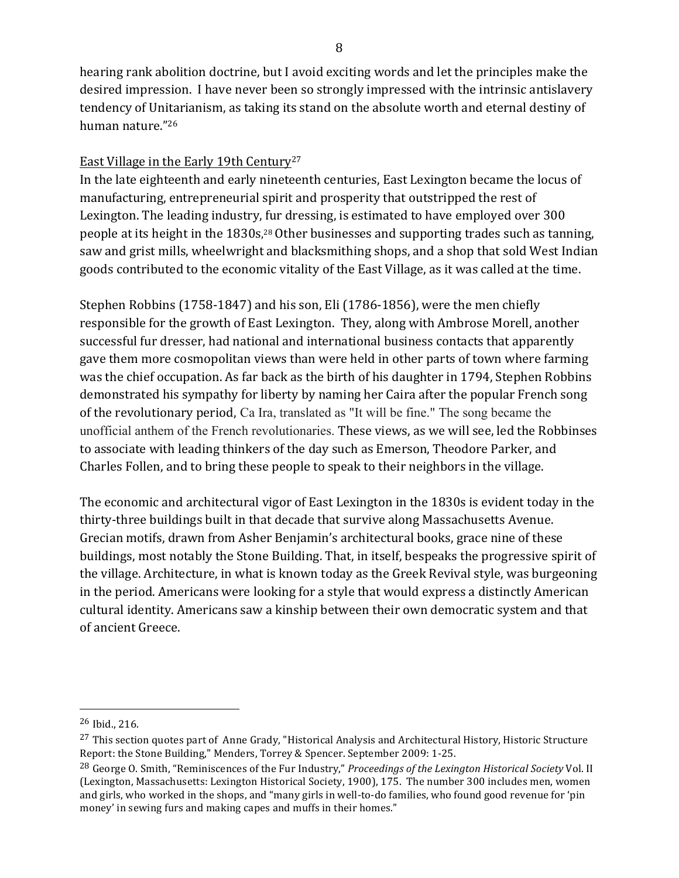hearing rank abolition doctrine, but I avoid exciting words and let the principles make the desired impression. I have never been so strongly impressed with the intrinsic antislavery tendency of Unitarianism, as taking its stand on the absolute worth and eternal destiny of human nature."[26]

East Village in the Early 19th Century[27]

In the late eighteenth and early nineteenth centuries, East Lexington became the locus of manufacturing, entrepreneurial spirit and prosperity that outstripped the rest of Lexington. The leading industry, fur dressing, is estimated to have employed over 300 people at its height in the 1830s,[28] Other businesses and supporting trades such as tanning, saw and grist mills, wheelwright and blacksmithing shops, and a shop that sold West Indian goods contributed to the economic vitality of the East Village, as it was called at the time.

Stephen Robbins (1758-1847) and his son, Eli (1786-1856), were the men chiefly responsible for the growth of East Lexington. They, along with Ambrose Morell, another successful fur dresser, had national and international business contacts that apparently gave them more cosmopolitan views than were held in other parts of town where farming was the chief occupation. As far back as the birth of his daughter in 1794, Stephen Robbins demonstrated his sympathy for liberty by naming her Caira after the popular French song of the revolutionary period, Ca Ira, translated as "It will be fine." The song became the unofficial anthem of the French revolutionaries. These views, as we will see, led the Robbinses to associate with leading thinkers of the day such as Emerson, Theodore Parker, and Charles Follen, and to bring these people to speak to their neighbors in the village.

The economic and architectural vigor of East Lexington in the 1830s is evident today in the thirty-three buildings built in that decade that survive along Massachusetts Avenue. Grecian motifs, drawn from Asher Benjamin's architectural books, grace nine of these buildings, most notably the Stone Building. That, in itself, bespeaks the progressive spirit of the village. Architecture, in what is known today as the Greek Revival style, was burgeoning in the period. Americans were looking for a style that would express a distinctly American cultural identity. Americans saw a kinship between their own democratic system and that of ancient Greece.

---

[26] Ibid., 216.

[27] This section quotes part of Anne Grady, "Historical Analysis and Architectural History, Historic Structure Report: the Stone Building," Menders, Torrey & Spencer. September 2009: 1-25.

[28] George O. Smith, "Reminiscences of the Fur Industry," *Proceedings of the Lexington Historical Society* Vol. II (Lexington, Massachusetts: Lexington Historical Society, 1900), 175. The number 300 includes men, women and girls, who worked in the shops, and "many girls in well-to-do families, who found good revenue for 'pin money' in sewing furs and making capes and muffs in their homes."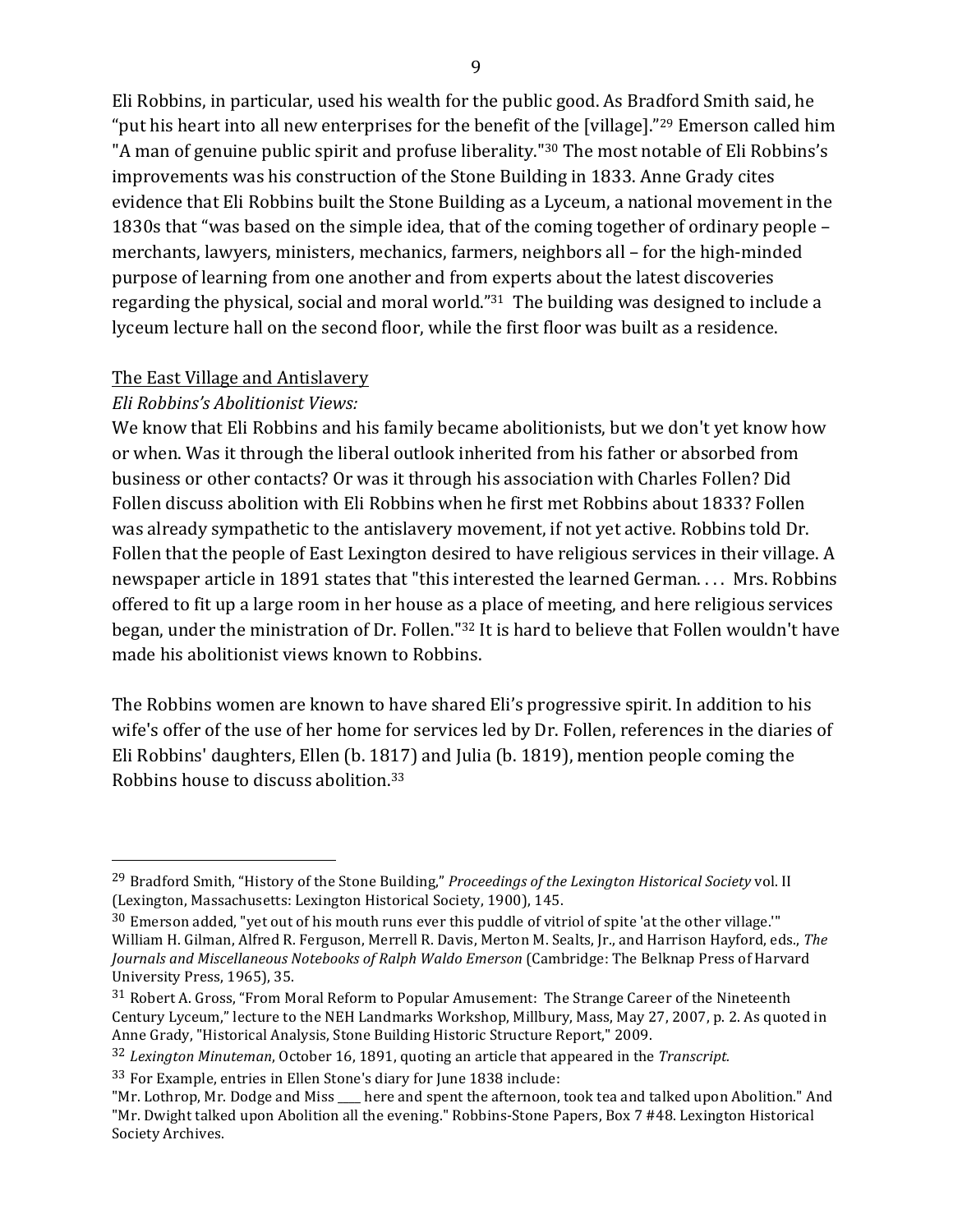Eli Robbins, in particular, used his wealth for the public good. As Bradford Smith said, he "put his heart into all new enterprises for the benefit of the [village]."[29] Emerson called him "A man of genuine public spirit and profuse liberality."[30] The most notable of Eli Robbins's improvements was his construction of the Stone Building in 1833. Anne Grady cites evidence that Eli Robbins built the Stone Building as a Lyceum, a national movement in the 1830s that "was based on the simple idea, that of the coming together of ordinary people – merchants, lawyers, ministers, mechanics, farmers, neighbors all – for the high-minded purpose of learning from one another and from experts about the latest discoveries regarding the physical, social and moral world."[31] The building was designed to include a lyceum lecture hall on the second floor, while the first floor was built as a residence.

## The East Village and Antislavery

### *Eli Robbins's Abolitionist Views:*

We know that Eli Robbins and his family became abolitionists, but we don't yet know how or when. Was it through the liberal outlook inherited from his father or absorbed from business or other contacts? Or was it through his association with Charles Follen? Did Follen discuss abolition with Eli Robbins when he first met Robbins about 1833? Follen was already sympathetic to the antislavery movement, if not yet active. Robbins told Dr. Follen that the people of East Lexington desired to have religious services in their village. A newspaper article in 1891 states that "this interested the learned German. . . . Mrs. Robbins offered to fit up a large room in her house as a place of meeting, and here religious services began, under the ministration of Dr. Follen."[32] It is hard to believe that Follen wouldn't have made his abolitionist views known to Robbins.

The Robbins women are known to have shared Eli's progressive spirit. In addition to his wife's offer of the use of her home for services led by Dr. Follen, references in the diaries of Eli Robbins' daughters, Ellen (b. 1817) and Julia (b. 1819), mention people coming the Robbins house to discuss abolition.[33]

---

[29] Bradford Smith, "History of the Stone Building," *Proceedings of the Lexington Historical Society* vol. II (Lexington, Massachusetts: Lexington Historical Society, 1900), 145.

[30] Emerson added, "yet out of his mouth runs ever this puddle of vitriol of spite 'at the other village.'" William H. Gilman, Alfred R. Ferguson, Merrell R. Davis, Merton M. Sealts, Jr., and Harrison Hayford, eds., *The Journals and Miscellaneous Notebooks of Ralph Waldo Emerson* (Cambridge: The Belknap Press of Harvard University Press, 1965), 35.

[31] Robert A. Gross, "From Moral Reform to Popular Amusement: The Strange Career of the Nineteenth Century Lyceum," lecture to the NEH Landmarks Workshop, Millbury, Mass, May 27, 2007, p. 2. As quoted in Anne Grady, "Historical Analysis, Stone Building Historic Structure Report," 2009.

[32] *Lexington Minuteman*, October 16, 1891, quoting an article that appeared in the *Transcript.*

[33] For Example, entries in Ellen Stone's diary for June 1838 include:
"Mr. Lothrop, Mr. Dodge and Miss ____ here and spent the afternoon, took tea and talked upon Abolition." And "Mr. Dwight talked upon Abolition all the evening." Robbins-Stone Papers, Box 7 #48. Lexington Historical Society Archives.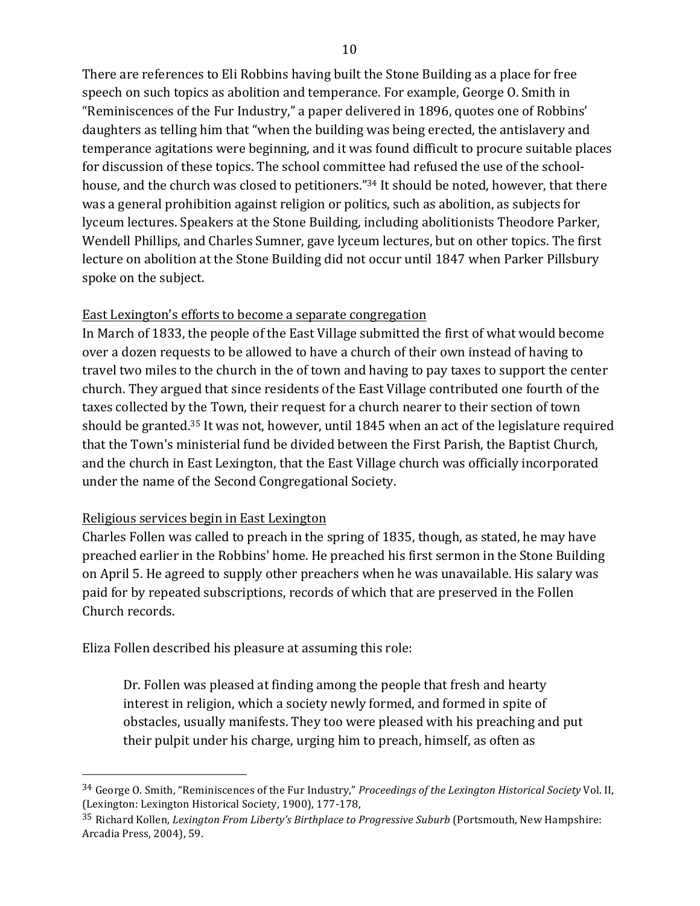There are references to Eli Robbins having built the Stone Building as a place for free speech on such topics as abolition and temperance. For example, George O. Smith in "Reminiscences of the Fur Industry," a paper delivered in 1896, quotes one of Robbins' daughters as telling him that "when the building was being erected, the antislavery and temperance agitations were beginning, and it was found difficult to procure suitable places for discussion of these topics. The school committee had refused the use of the school-house, and the church was closed to petitioners."[34] It should be noted, however, that there was a general prohibition against religion or politics, such as abolition, as subjects for lyceum lectures. Speakers at the Stone Building, including abolitionists Theodore Parker, Wendell Phillips, and Charles Sumner, gave lyceum lectures, but on other topics. The first lecture on abolition at the Stone Building did not occur until 1847 when Parker Pillsbury spoke on the subject.

<u>East Lexington's efforts to become a separate congregation</u>

In March of 1833, the people of the East Village submitted the first of what would become over a dozen requests to be allowed to have a church of their own instead of having to travel two miles to the church in the of town and having to pay taxes to support the center church. They argued that since residents of the East Village contributed one fourth of the taxes collected by the Town, their request for a church nearer to their section of town should be granted.[35] It was not, however, until 1845 when an act of the legislature required that the Town's ministerial fund be divided between the First Parish, the Baptist Church, and the church in East Lexington, that the East Village church was officially incorporated under the name of the Second Congregational Society.

<u>Religious services begin in East Lexington</u>

Charles Follen was called to preach in the spring of 1835, though, as stated, he may have preached earlier in the Robbins' home. He preached his first sermon in the Stone Building on April 5. He agreed to supply other preachers when he was unavailable. His salary was paid for by repeated subscriptions, records of which that are preserved in the Follen Church records.

Eliza Follen described his pleasure at assuming this role:

> Dr. Follen was pleased at finding among the people that fresh and hearty interest in religion, which a society newly formed, and formed in spite of obstacles, usually manifests. They too were pleased with his preaching and put their pulpit under his charge, urging him to preach, himself, as often as

---

[34] George O. Smith, "Reminiscences of the Fur Industry," *Proceedings of the Lexington Historical Society* Vol. II, (Lexington: Lexington Historical Society, 1900), 177-178,

[35] Richard Kollen, *Lexington From Liberty's Birthplace to Progressive Suburb* (Portsmouth, New Hampshire: Arcadia Press, 2004), 59.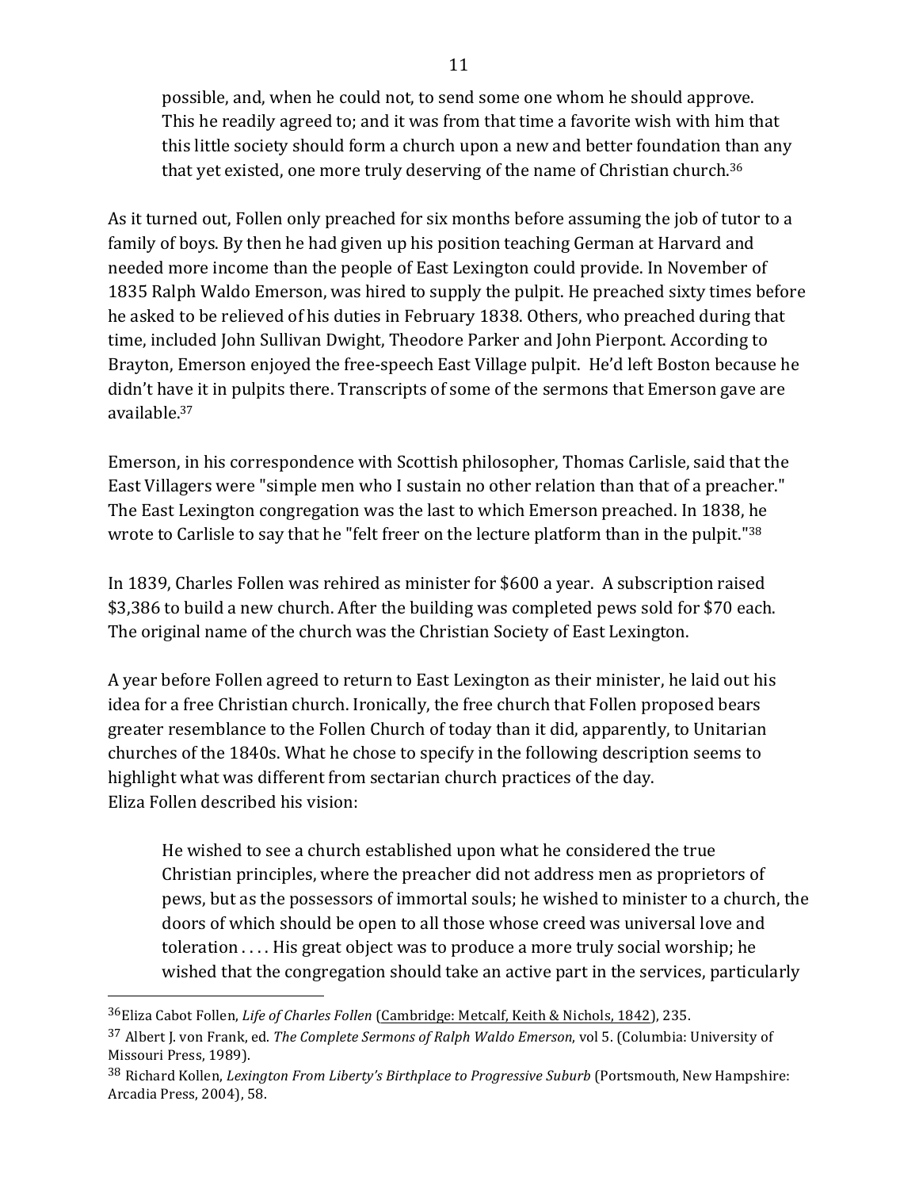> possible, and, when he could not, to send some one whom he should approve. This he readily agreed to; and it was from that time a favorite wish with him that this little society should form a church upon a new and better foundation than any that yet existed, one more truly deserving of the name of Christian church.[36]

As it turned out, Follen only preached for six months before assuming the job of tutor to a family of boys. By then he had given up his position teaching German at Harvard and needed more income than the people of East Lexington could provide. In November of 1835 Ralph Waldo Emerson, was hired to supply the pulpit. He preached sixty times before he asked to be relieved of his duties in February 1838. Others, who preached during that time, included John Sullivan Dwight, Theodore Parker and John Pierpont. According to Brayton, Emerson enjoyed the free-speech East Village pulpit. He'd left Boston because he didn't have it in pulpits there. Transcripts of some of the sermons that Emerson gave are available.[37]

Emerson, in his correspondence with Scottish philosopher, Thomas Carlisle, said that the East Villagers were "simple men who I sustain no other relation than that of a preacher." The East Lexington congregation was the last to which Emerson preached. In 1838, he wrote to Carlisle to say that he "felt freer on the lecture platform than in the pulpit."[38]

In 1839, Charles Follen was rehired as minister for $600 a year. A subscription raised $3,386 to build a new church. After the building was completed pews sold for $70 each. The original name of the church was the Christian Society of East Lexington.

A year before Follen agreed to return to East Lexington as their minister, he laid out his idea for a free Christian church. Ironically, the free church that Follen proposed bears greater resemblance to the Follen Church of today than it did, apparently, to Unitarian churches of the 1840s. What he chose to specify in the following description seems to highlight what was different from sectarian church practices of the day.
Eliza Follen described his vision:

> He wished to see a church established upon what he considered the true Christian principles, where the preacher did not address men as proprietors of pews, but as the possessors of immortal souls; he wished to minister to a church, the doors of which should be open to all those whose creed was universal love and toleration . . . . His great object was to produce a more truly social worship; he wished that the congregation should take an active part in the services, particularly

---

[36] Eliza Cabot Follen, *Life of Charles Follen* (Cambridge: Metcalf, Keith & Nichols, 1842), 235.

[37] Albert J. von Frank, ed. *The Complete Sermons of Ralph Waldo Emerson*, vol 5. (Columbia: University of Missouri Press, 1989).

[38] Richard Kollen, *Lexington From Liberty's Birthplace to Progressive Suburb* (Portsmouth, New Hampshire: Arcadia Press, 2004), 58.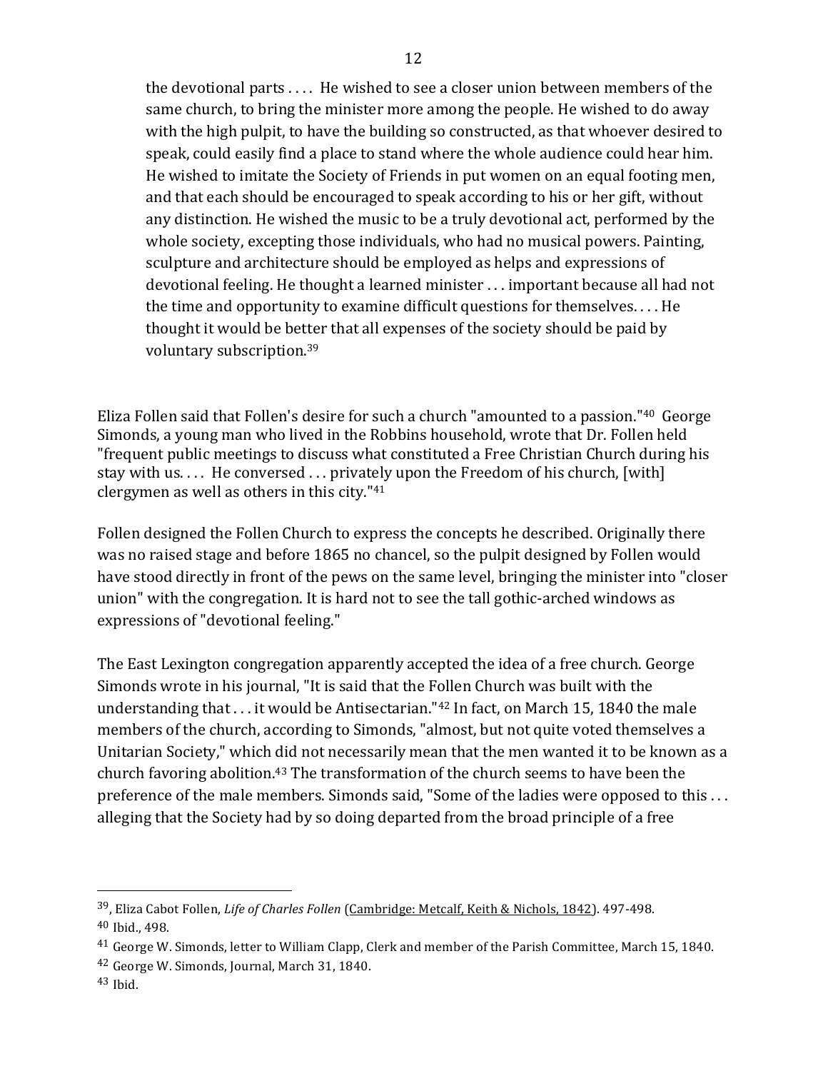> the devotional parts . . . . He wished to see a closer union between members of the same church, to bring the minister more among the people. He wished to do away with the high pulpit, to have the building so constructed, as that whoever desired to speak, could easily find a place to stand where the whole audience could hear him. He wished to imitate the Society of Friends in put women on an equal footing men, and that each should be encouraged to speak according to his or her gift, without any distinction. He wished the music to be a truly devotional act, performed by the whole society, excepting those individuals, who had no musical powers. Painting, sculpture and architecture should be employed as helps and expressions of devotional feeling. He thought a learned minister . . . important because all had not the time and opportunity to examine difficult questions for themselves. . . . He thought it would be better that all expenses of the society should be paid by voluntary subscription.[39]

Eliza Follen said that Follen's desire for such a church "amounted to a passion."[40] George Simonds, a young man who lived in the Robbins household, wrote that Dr. Follen held "frequent public meetings to discuss what constituted a Free Christian Church during his stay with us. . . . He conversed . . . privately upon the Freedom of his church, [with] clergymen as well as others in this city."[41]

Follen designed the Follen Church to express the concepts he described. Originally there was no raised stage and before 1865 no chancel, so the pulpit designed by Follen would have stood directly in front of the pews on the same level, bringing the minister into "closer union" with the congregation. It is hard not to see the tall gothic-arched windows as expressions of "devotional feeling."

The East Lexington congregation apparently accepted the idea of a free church. George Simonds wrote in his journal, "It is said that the Follen Church was built with the understanding that . . . it would be Antisectarian."[42] In fact, on March 15, 1840 the male members of the church, according to Simonds, "almost, but not quite voted themselves a Unitarian Society," which did not necessarily mean that the men wanted it to be known as a church favoring abolition.[43] The transformation of the church seems to have been the preference of the male members. Simonds said, "Some of the ladies were opposed to this . . . alleging that the Society had by so doing departed from the broad principle of a free

---

[39], Eliza Cabot Follen, *Life of Charles Follen* (Cambridge: Metcalf, Keith & Nichols, 1842). 497-498.

[40] Ibid., 498.

[41] George W. Simonds, letter to William Clapp, Clerk and member of the Parish Committee, March 15, 1840.

[42] George W. Simonds, Journal, March 31, 1840.

[43] Ibid.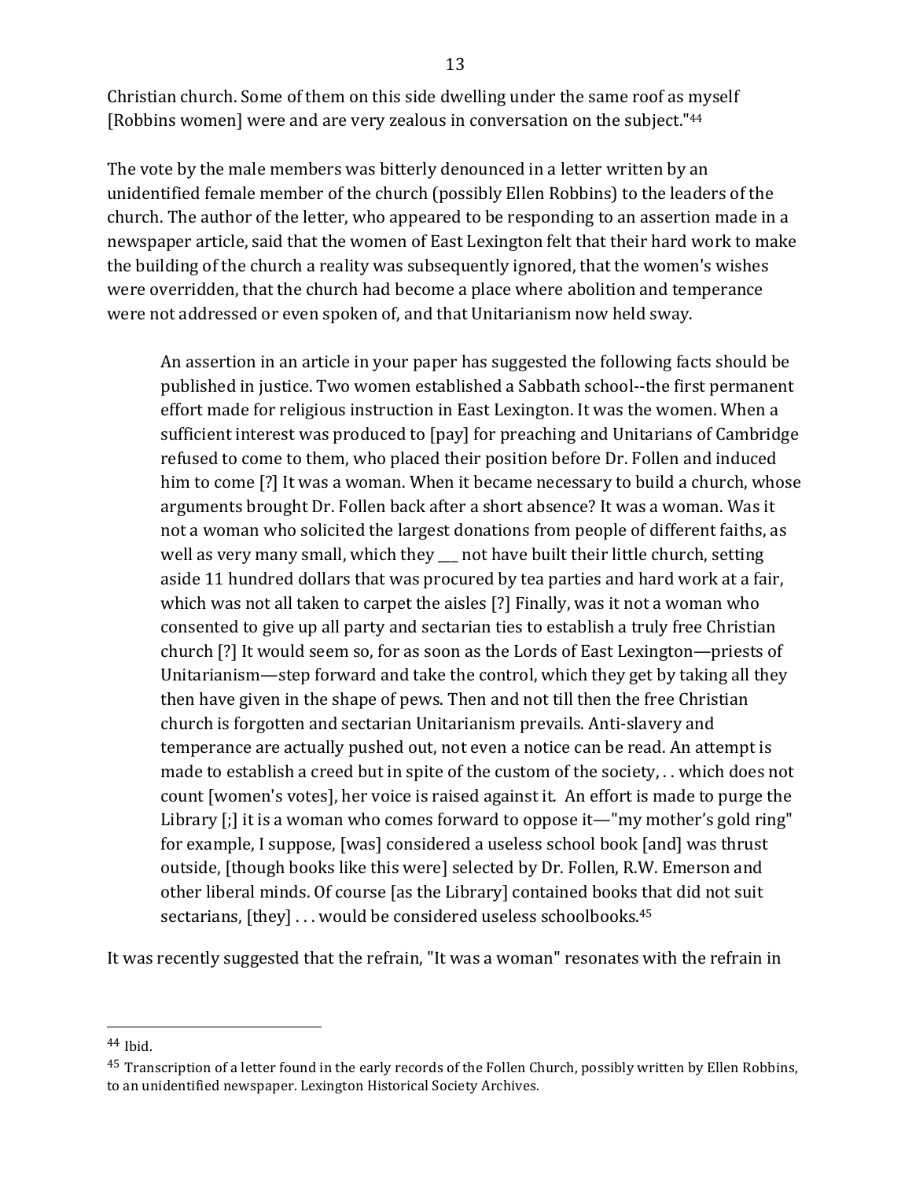Christian church. Some of them on this side dwelling under the same roof as myself [Robbins women] were and are very zealous in conversation on the subject."[44]

The vote by the male members was bitterly denounced in a letter written by an unidentified female member of the church (possibly Ellen Robbins) to the leaders of the church. The author of the letter, who appeared to be responding to an assertion made in a newspaper article, said that the women of East Lexington felt that their hard work to make the building of the church a reality was subsequently ignored, that the women's wishes were overridden, that the church had become a place where abolition and temperance were not addressed or even spoken of, and that Unitarianism now held sway.

> An assertion in an article in your paper has suggested the following facts should be published in justice. Two women established a Sabbath school--the first permanent effort made for religious instruction in East Lexington. It was the women. When a sufficient interest was produced to [pay] for preaching and Unitarians of Cambridge refused to come to them, who placed their position before Dr. Follen and induced him to come [?] It was a woman. When it became necessary to build a church, whose arguments brought Dr. Follen back after a short absence? It was a woman. Was it not a woman who solicited the largest donations from people of different faiths, as well as very many small, which they ___ not have built their little church, setting aside 11 hundred dollars that was procured by tea parties and hard work at a fair, which was not all taken to carpet the aisles [?] Finally, was it not a woman who consented to give up all party and sectarian ties to establish a truly free Christian church [?] It would seem so, for as soon as the Lords of East Lexington—priests of Unitarianism—step forward and take the control, which they get by taking all they then have given in the shape of pews. Then and not till then the free Christian church is forgotten and sectarian Unitarianism prevails. Anti-slavery and temperance are actually pushed out, not even a notice can be read. An attempt is made to establish a creed but in spite of the custom of the society, . . which does not count [women's votes], her voice is raised against it. An effort is made to purge the Library [;] it is a woman who comes forward to oppose it—"my mother's gold ring" for example, I suppose, [was] considered a useless school book [and] was thrust outside, [though books like this were] selected by Dr. Follen, R.W. Emerson and other liberal minds. Of course [as the Library] contained books that did not suit sectarians, [they] . . . would be considered useless schoolbooks.[45]

It was recently suggested that the refrain, "It was a woman" resonates with the refrain in

---

[44] Ibid.

[45] Transcription of a letter found in the early records of the Follen Church, possibly written by Ellen Robbins, to an unidentified newspaper. Lexington Historical Society Archives.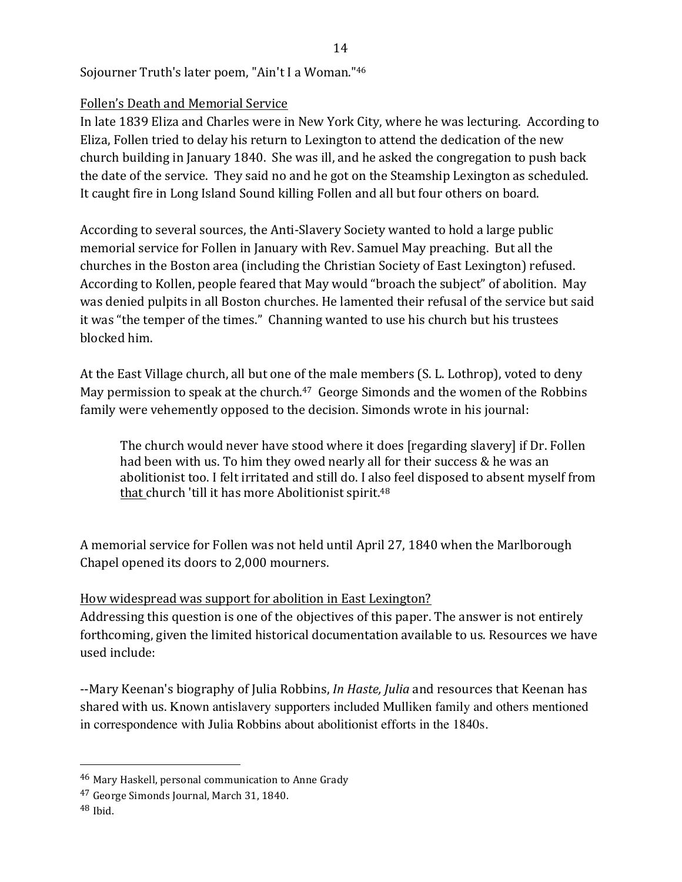Sojourner Truth's later poem, "Ain't I a Woman."[46]

Follen's Death and Memorial Service

In late 1839 Eliza and Charles were in New York City, where he was lecturing. According to Eliza, Follen tried to delay his return to Lexington to attend the dedication of the new church building in January 1840. She was ill, and he asked the congregation to push back the date of the service. They said no and he got on the Steamship Lexington as scheduled. It caught fire in Long Island Sound killing Follen and all but four others on board.

According to several sources, the Anti-Slavery Society wanted to hold a large public memorial service for Follen in January with Rev. Samuel May preaching. But all the churches in the Boston area (including the Christian Society of East Lexington) refused. According to Kollen, people feared that May would "broach the subject" of abolition. May was denied pulpits in all Boston churches. He lamented their refusal of the service but said it was "the temper of the times." Channing wanted to use his church but his trustees blocked him.

At the East Village church, all but one of the male members (S. L. Lothrop), voted to deny May permission to speak at the church.[47] George Simonds and the women of the Robbins family were vehemently opposed to the decision. Simonds wrote in his journal:

> The church would never have stood where it does [regarding slavery] if Dr. Follen had been with us. To him they owed nearly all for their success & he was an abolitionist too. I felt irritated and still do. I also feel disposed to absent myself from that church 'till it has more Abolitionist spirit.[48]

A memorial service for Follen was not held until April 27, 1840 when the Marlborough Chapel opened its doors to 2,000 mourners.

How widespread was support for abolition in East Lexington?

Addressing this question is one of the objectives of this paper. The answer is not entirely forthcoming, given the limited historical documentation available to us. Resources we have used include:

--Mary Keenan's biography of Julia Robbins, *In Haste, Julia* and resources that Keenan has shared with us. Known antislavery supporters included Mulliken family and others mentioned in correspondence with Julia Robbins about abolitionist efforts in the 1840s.

---

[46] Mary Haskell, personal communication to Anne Grady

[47] George Simonds Journal, March 31, 1840.

[48] Ibid.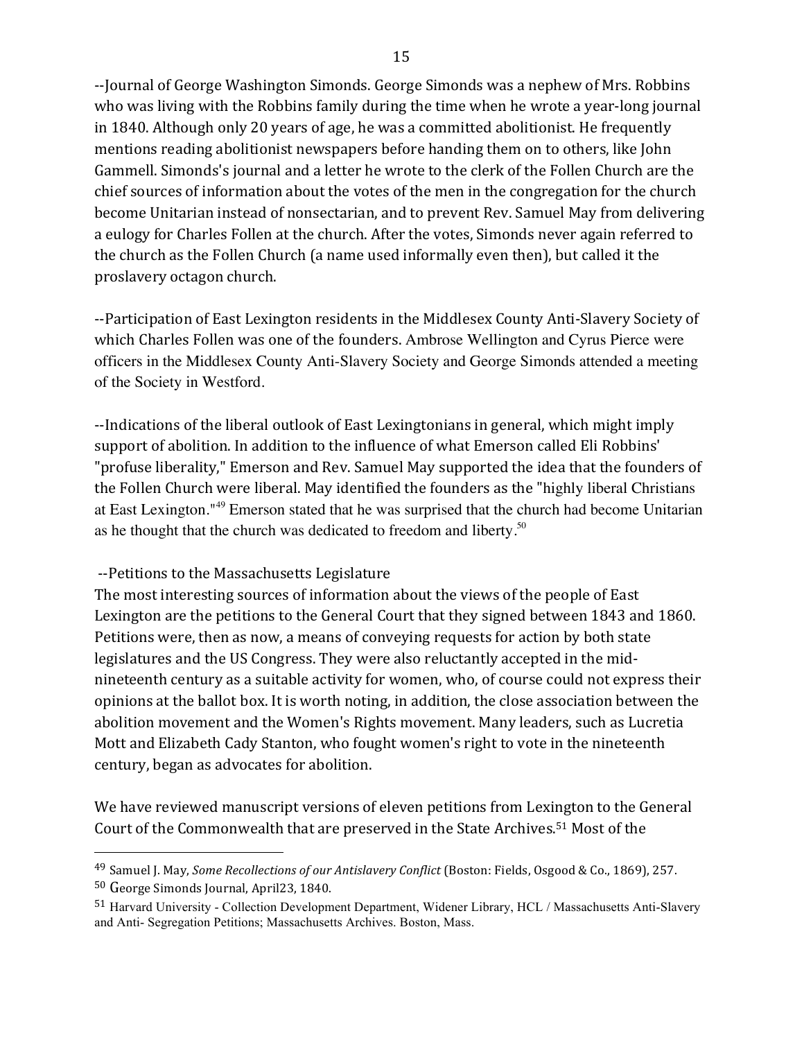--Journal of George Washington Simonds. George Simonds was a nephew of Mrs. Robbins who was living with the Robbins family during the time when he wrote a year-long journal in 1840. Although only 20 years of age, he was a committed abolitionist. He frequently mentions reading abolitionist newspapers before handing them on to others, like John Gammell. Simonds's journal and a letter he wrote to the clerk of the Follen Church are the chief sources of information about the votes of the men in the congregation for the church become Unitarian instead of nonsectarian, and to prevent Rev. Samuel May from delivering a eulogy for Charles Follen at the church. After the votes, Simonds never again referred to the church as the Follen Church (a name used informally even then), but called it the proslavery octagon church.

--Participation of East Lexington residents in the Middlesex County Anti-Slavery Society of which Charles Follen was one of the founders. Ambrose Wellington and Cyrus Pierce were officers in the Middlesex County Anti-Slavery Society and George Simonds attended a meeting of the Society in Westford.

--Indications of the liberal outlook of East Lexingtonians in general, which might imply support of abolition. In addition to the influence of what Emerson called Eli Robbins' "profuse liberality," Emerson and Rev. Samuel May supported the idea that the founders of the Follen Church were liberal. May identified the founders as the "highly liberal Christians at East Lexington."[49] Emerson stated that he was surprised that the church had become Unitarian as he thought that the church was dedicated to freedom and liberty.[50]

--Petitions to the Massachusetts Legislature

The most interesting sources of information about the views of the people of East Lexington are the petitions to the General Court that they signed between 1843 and 1860. Petitions were, then as now, a means of conveying requests for action by both state legislatures and the US Congress. They were also reluctantly accepted in the mid-nineteenth century as a suitable activity for women, who, of course could not express their opinions at the ballot box. It is worth noting, in addition, the close association between the abolition movement and the Women's Rights movement. Many leaders, such as Lucretia Mott and Elizabeth Cady Stanton, who fought women's right to vote in the nineteenth century, began as advocates for abolition.

We have reviewed manuscript versions of eleven petitions from Lexington to the General Court of the Commonwealth that are preserved in the State Archives.[51] Most of the

---

[49] Samuel J. May, *Some Recollections of our Antislavery Conflict* (Boston: Fields, Osgood & Co., 1869), 257.

[50] George Simonds Journal, April23, 1840.

[51] Harvard University - Collection Development Department, Widener Library, HCL / Massachusetts Anti-Slavery and Anti- Segregation Petitions; Massachusetts Archives. Boston, Mass.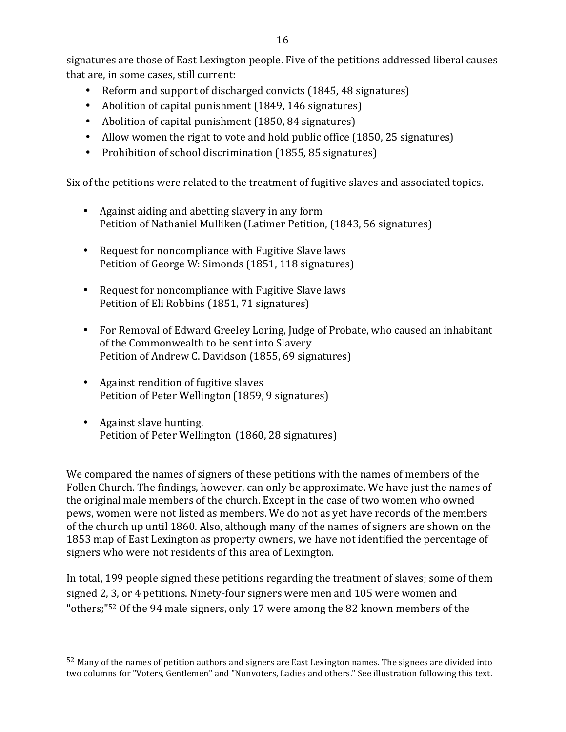signatures are those of East Lexington people. Five of the petitions addressed liberal causes that are, in some cases, still current:

- Reform and support of discharged convicts (1845, 48 signatures)
- Abolition of capital punishment (1849, 146 signatures)
- Abolition of capital punishment (1850, 84 signatures)
- Allow women the right to vote and hold public office (1850, 25 signatures)
- Prohibition of school discrimination (1855, 85 signatures)

Six of the petitions were related to the treatment of fugitive slaves and associated topics.

- Against aiding and abetting slavery in any form
  Petition of Nathaniel Mulliken (Latimer Petition, (1843, 56 signatures)

- Request for noncompliance with Fugitive Slave laws
  Petition of George W: Simonds (1851, 118 signatures)

- Request for noncompliance with Fugitive Slave laws
  Petition of Eli Robbins (1851, 71 signatures)

- For Removal of Edward Greeley Loring, Judge of Probate, who caused an inhabitant of the Commonwealth to be sent into Slavery
  Petition of Andrew C. Davidson (1855, 69 signatures)

- Against rendition of fugitive slaves
  Petition of Peter Wellington (1859, 9 signatures)

- Against slave hunting.
  Petition of Peter Wellington (1860, 28 signatures)

We compared the names of signers of these petitions with the names of members of the Follen Church. The findings, however, can only be approximate. We have just the names of the original male members of the church. Except in the case of two women who owned pews, women were not listed as members. We do not as yet have records of the members of the church up until 1860. Also, although many of the names of signers are shown on the 1853 map of East Lexington as property owners, we have not identified the percentage of signers who were not residents of this area of Lexington.

In total, 199 people signed these petitions regarding the treatment of slaves; some of them signed 2, 3, or 4 petitions. Ninety-four signers were men and 105 were women and "others;"[52] Of the 94 male signers, only 17 were among the 82 known members of the

[52] Many of the names of petition authors and signers are East Lexington names. The signees are divided into two columns for "Voters, Gentlemen" and "Nonvoters, Ladies and others." See illustration following this text.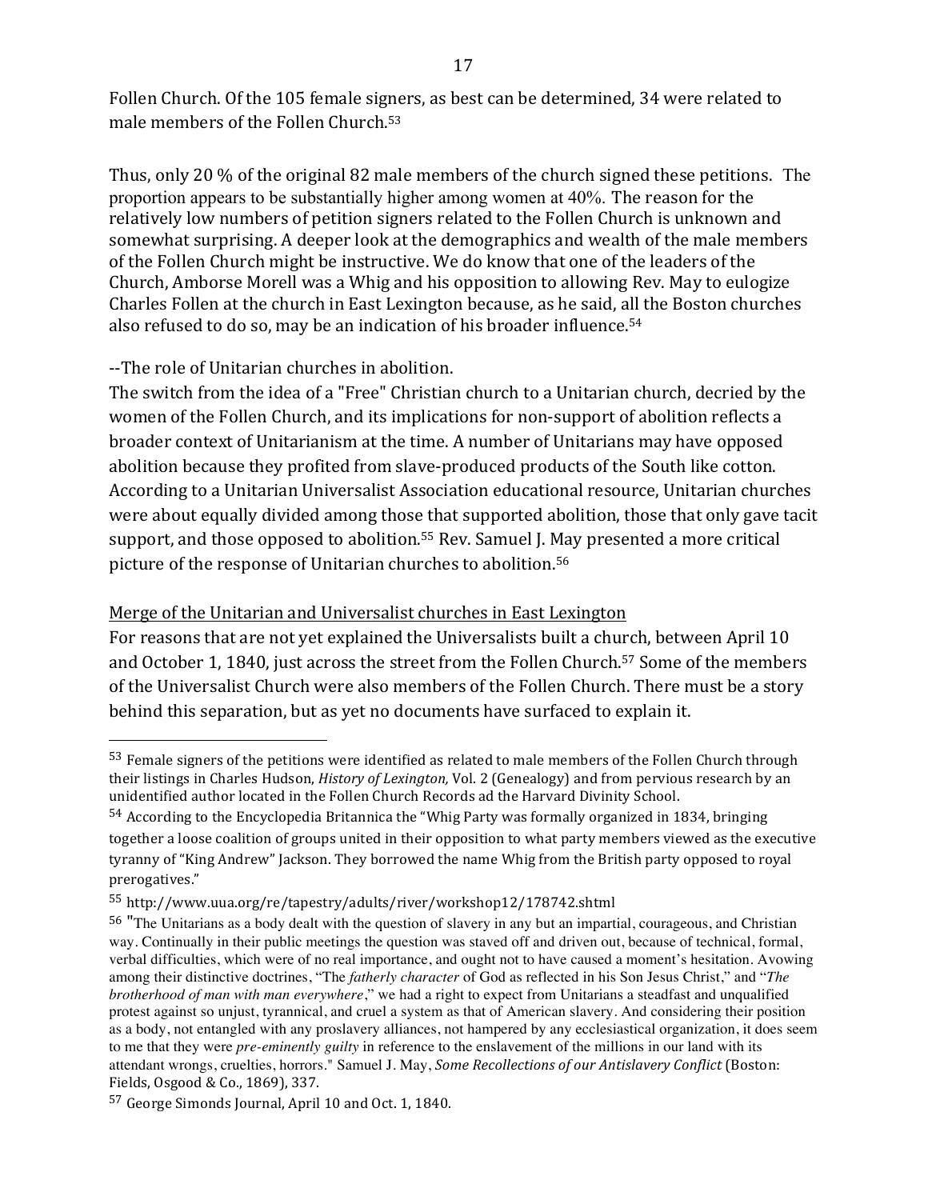Follen Church. Of the 105 female signers, as best can be determined, 34 were related to male members of the Follen Church.[53]

Thus, only 20 % of the original 82 male members of the church signed these petitions. The proportion appears to be substantially higher among women at 40%. The reason for the relatively low numbers of petition signers related to the Follen Church is unknown and somewhat surprising. A deeper look at the demographics and wealth of the male members of the Follen Church might be instructive. We do know that one of the leaders of the Church, Amborse Morell was a Whig and his opposition to allowing Rev. May to eulogize Charles Follen at the church in East Lexington because, as he said, all the Boston churches also refused to do so, may be an indication of his broader influence.[54]

--The role of Unitarian churches in abolition.

The switch from the idea of a "Free" Christian church to a Unitarian church, decried by the women of the Follen Church, and its implications for non-support of abolition reflects a broader context of Unitarianism at the time. A number of Unitarians may have opposed abolition because they profited from slave-produced products of the South like cotton. According to a Unitarian Universalist Association educational resource, Unitarian churches were about equally divided among those that supported abolition, those that only gave tacit support, and those opposed to abolition.[55] Rev. Samuel J. May presented a more critical picture of the response of Unitarian churches to abolition.[56]

<u>Merge of the Unitarian and Universalist churches in East Lexington</u>

For reasons that are not yet explained the Universalists built a church, between April 10 and October 1, 1840, just across the street from the Follen Church.[57] Some of the members of the Universalist Church were also members of the Follen Church. There must be a story behind this separation, but as yet no documents have surfaced to explain it.

---

[53] Female signers of the petitions were identified as related to male members of the Follen Church through their listings in Charles Hudson, *History of Lexington,* Vol. 2 (Genealogy) and from pervious research by an unidentified author located in the Follen Church Records ad the Harvard Divinity School.

[54] According to the Encyclopedia Britannica the "Whig Party was formally organized in 1834, bringing together a loose coalition of groups united in their opposition to what party members viewed as the executive tyranny of "King Andrew" Jackson. They borrowed the name Whig from the British party opposed to royal prerogatives."

[55] http://www.uua.org/re/tapestry/adults/river/workshop12/178742.shtml

[56] "The Unitarians as a body dealt with the question of slavery in any but an impartial, courageous, and Christian way. Continually in their public meetings the question was staved off and driven out, because of technical, formal, verbal difficulties, which were of no real importance, and ought not to have caused a moment's hesitation. Avowing among their distinctive doctrines, "The *fatherly character* of God as reflected in his Son Jesus Christ," and "*The brotherhood of man with man everywhere*," we had a right to expect from Unitarians a steadfast and unqualified protest against so unjust, tyrannical, and cruel a system as that of American slavery. And considering their position as a body, not entangled with any proslavery alliances, not hampered by any ecclesiastical organization, it does seem to me that they were *pre-eminently guilty* in reference to the enslavement of the millions in our land with its attendant wrongs, cruelties, horrors." Samuel J. May, *Some Recollections of our Antislavery Conflict* (Boston: Fields, Osgood & Co., 1869), 337.

[57] George Simonds Journal, April 10 and Oct. 1, 1840.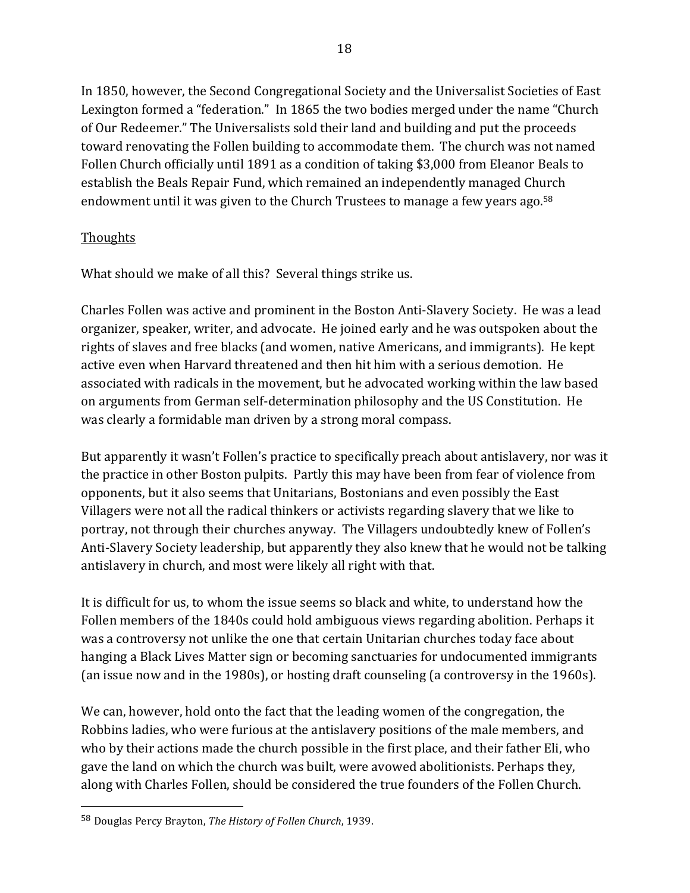In 1850, however, the Second Congregational Society and the Universalist Societies of East Lexington formed a "federation." In 1865 the two bodies merged under the name "Church of Our Redeemer." The Universalists sold their land and building and put the proceeds toward renovating the Follen building to accommodate them. The church was not named Follen Church officially until 1891 as a condition of taking $3,000 from Eleanor Beals to establish the Beals Repair Fund, which remained an independently managed Church endowment until it was given to the Church Trustees to manage a few years ago.[58]

## Thoughts

What should we make of all this? Several things strike us.

Charles Follen was active and prominent in the Boston Anti-Slavery Society. He was a lead organizer, speaker, writer, and advocate. He joined early and he was outspoken about the rights of slaves and free blacks (and women, native Americans, and immigrants). He kept active even when Harvard threatened and then hit him with a serious demotion. He associated with radicals in the movement, but he advocated working within the law based on arguments from German self-determination philosophy and the US Constitution. He was clearly a formidable man driven by a strong moral compass.

But apparently it wasn't Follen's practice to specifically preach about antislavery, nor was it the practice in other Boston pulpits. Partly this may have been from fear of violence from opponents, but it also seems that Unitarians, Bostonians and even possibly the East Villagers were not all the radical thinkers or activists regarding slavery that we like to portray, not through their churches anyway. The Villagers undoubtedly knew of Follen's Anti-Slavery Society leadership, but apparently they also knew that he would not be talking antislavery in church, and most were likely all right with that.

It is difficult for us, to whom the issue seems so black and white, to understand how the Follen members of the 1840s could hold ambiguous views regarding abolition. Perhaps it was a controversy not unlike the one that certain Unitarian churches today face about hanging a Black Lives Matter sign or becoming sanctuaries for undocumented immigrants (an issue now and in the 1980s), or hosting draft counseling (a controversy in the 1960s).

We can, however, hold onto the fact that the leading women of the congregation, the Robbins ladies, who were furious at the antislavery positions of the male members, and who by their actions made the church possible in the first place, and their father Eli, who gave the land on which the church was built, were avowed abolitionists. Perhaps they, along with Charles Follen, should be considered the true founders of the Follen Church.

---

[58] Douglas Percy Brayton, *The History of Follen Church*, 1939.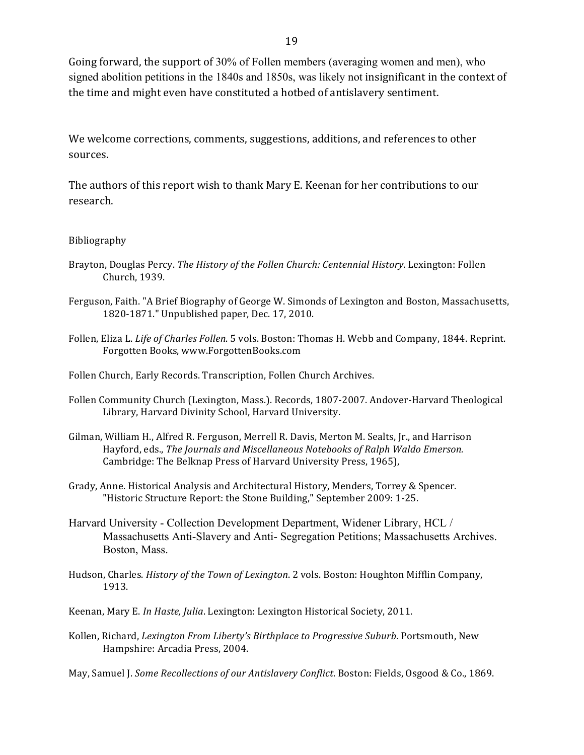Going forward, the support of 30% of Follen members (averaging women and men), who signed abolition petitions in the 1840s and 1850s, was likely not insignificant in the context of the time and might even have constituted a hotbed of antislavery sentiment.

We welcome corrections, comments, suggestions, additions, and references to other sources.

The authors of this report wish to thank Mary E. Keenan for her contributions to our research.

Bibliography

Brayton, Douglas Percy. *The History of the Follen Church: Centennial History*. Lexington: Follen Church, 1939.

Ferguson, Faith. "A Brief Biography of George W. Simonds of Lexington and Boston, Massachusetts, 1820-1871." Unpublished paper, Dec. 17, 2010.

Follen, Eliza L. *Life of Charles Follen*. 5 vols. Boston: Thomas H. Webb and Company, 1844. Reprint. Forgotten Books, www.ForgottenBooks.com

Follen Church, Early Records. Transcription, Follen Church Archives.

Follen Community Church (Lexington, Mass.). Records, 1807-2007. Andover-Harvard Theological Library, Harvard Divinity School, Harvard University.

Gilman, William H., Alfred R. Ferguson, Merrell R. Davis, Merton M. Sealts, Jr., and Harrison Hayford, eds., *The Journals and Miscellaneous Notebooks of Ralph Waldo Emerson.* Cambridge: The Belknap Press of Harvard University Press, 1965),

Grady, Anne. Historical Analysis and Architectural History, Menders, Torrey & Spencer. "Historic Structure Report: the Stone Building," September 2009: 1-25.

Harvard University - Collection Development Department, Widener Library, HCL / Massachusetts Anti-Slavery and Anti- Segregation Petitions; Massachusetts Archives. Boston, Mass.

Hudson, Charles. *History of the Town of Lexington*. 2 vols. Boston: Houghton Mifflin Company, 1913.

Keenan, Mary E. *In Haste, Julia*. Lexington: Lexington Historical Society, 2011.

Kollen, Richard, *Lexington From Liberty's Birthplace to Progressive Suburb*. Portsmouth, New Hampshire: Arcadia Press, 2004.

May, Samuel J. *Some Recollections of our Antislavery Conflict*. Boston: Fields, Osgood & Co., 1869.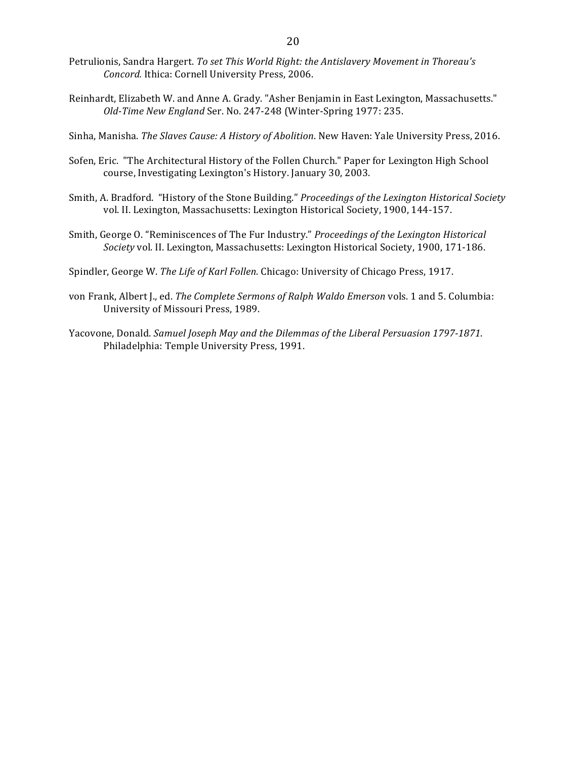Petrulionis, Sandra Hargert. *To set This World Right: the Antislavery Movement in Thoreau's Concord.* Ithica: Cornell University Press, 2006.

Reinhardt, Elizabeth W. and Anne A. Grady. "Asher Benjamin in East Lexington, Massachusetts." *Old-Time New England* Ser. No. 247-248 (Winter-Spring 1977: 235.

Sinha, Manisha. *The Slaves Cause: A History of Abolition*. New Haven: Yale University Press, 2016.

Sofen, Eric. "The Architectural History of the Follen Church." Paper for Lexington High School course, Investigating Lexington's History. January 30, 2003.

Smith, A. Bradford. "History of the Stone Building." *Proceedings of the Lexington Historical Society* vol. II. Lexington, Massachusetts: Lexington Historical Society, 1900, 144-157.

Smith, George O. "Reminiscences of The Fur Industry." *Proceedings of the Lexington Historical Society* vol. II. Lexington, Massachusetts: Lexington Historical Society, 1900, 171-186.

Spindler, George W. *The Life of Karl Follen.* Chicago: University of Chicago Press, 1917.

von Frank, Albert J., ed. *The Complete Sermons of Ralph Waldo Emerson* vols. 1 and 5. Columbia: University of Missouri Press, 1989.

Yacovone, Donald. *Samuel Joseph May and the Dilemmas of the Liberal Persuasion 1797-1871*. Philadelphia: Temple University Press, 1991.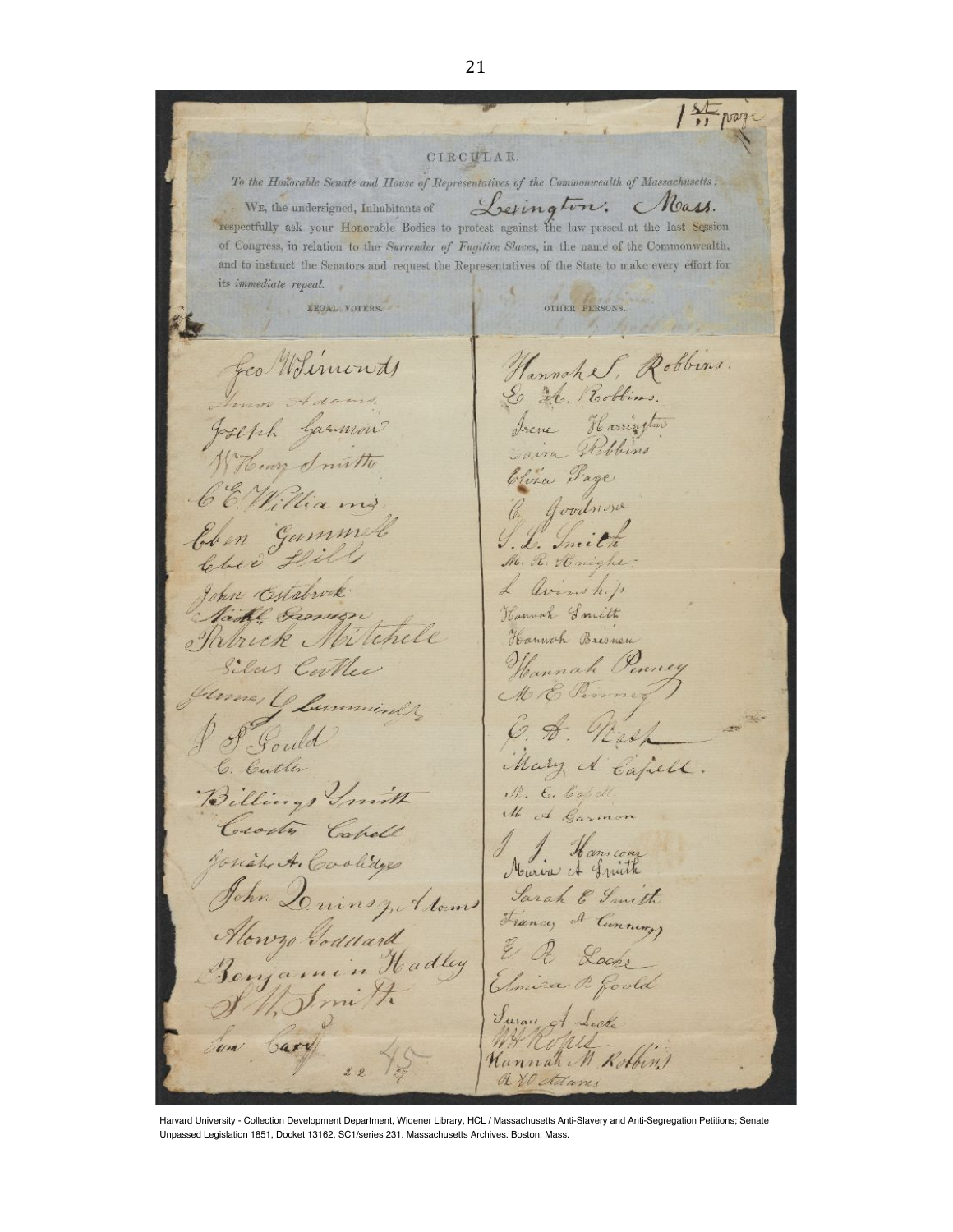1st page

CIRCULAR.

*To the Honorable Senate and House of Representatives of the Commonwealth of Massachusetts:*

We, the undersigned, Inhabitants of Lexington. Mass. respectfully ask your Honorable Bodies to protest against the law passed at the last Session of Congress, in relation to the *Surrender of Fugitive Slaves*, in the name of the Commonwealth, and to instruct the Senators and request the Representatives of the State to make every effort for its *immediate repeal.*

| LEGAL VOTERS. | OTHER PERSONS. |
|---|---|
| Geo W Simonds | Hannah S. Robbins. |
| Amos Adams | E. A. Robbins. |
| Joseph Gammon | Irene Harrington |
| W Henry Smith | Laura Robbins |
| C E Williams | Eliza Page |
| Eben Gammell | C. Goodnow |
| Ebed Hill | S. L. Smith |
| John Estabrook | M. R. Knight |
| Nathl Gammon | L Winship |
| Patrick Mitchell | Hannah Smith |
| Silas Cutler | Hannah Brown |
| Jonas G Cummings | Hannah Penney |
| J S Gould | M E Penney |
| C. Cutler | E. A. Nash |
| Billings Smith | Mary A Capell |
| Curtis Capell | M. E. Capell |
| Josiah A. Coolidge | M A Garmon |
| John Quincy Adams | J J Hanscome |
| Alonzo Goddard | Maria A Smith |
| Benjamin Hadley | Sarah E Smith |
| S W Smith | Frances A Cummings |
| Sam Carr | E R Locke |
| | Elmira R Gould |
| | Susan A Locke |
| | W H Ropes |
| | Hannah M Robbins |
| | A W Adams |

22 45